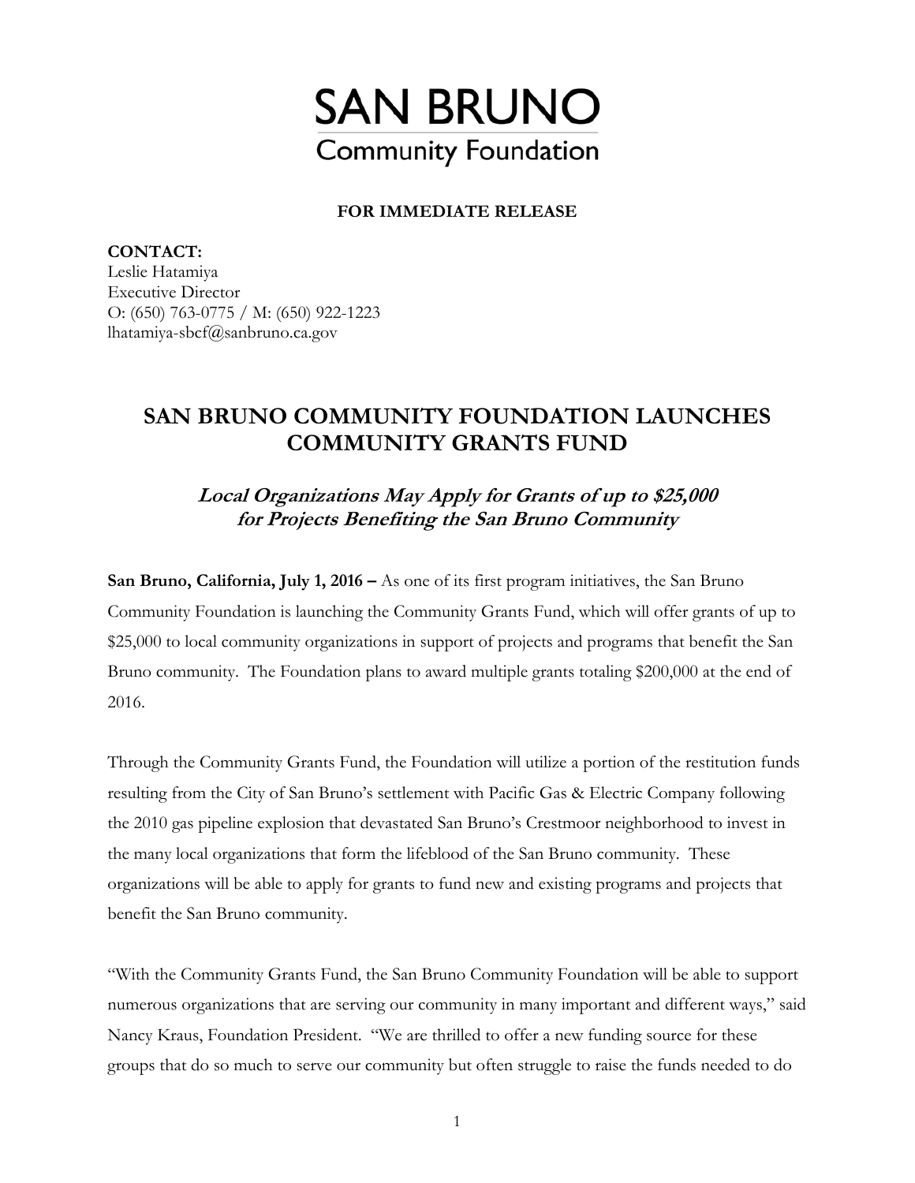# SAN BRUNO
## Community Foundation

**FOR IMMEDIATE RELEASE**

**CONTACT:**
Leslie Hatamiya
Executive Director
O: (650) 763-0775 / M: (650) 922-1223
lhatamiya-sbcf@sanbruno.ca.gov

## SAN BRUNO COMMUNITY FOUNDATION LAUNCHES COMMUNITY GRANTS FUND

### *Local Organizations May Apply for Grants of up to $25,000 for Projects Benefiting the San Bruno Community*

**San Bruno, California, July 1, 2016 –** As one of its first program initiatives, the San Bruno Community Foundation is launching the Community Grants Fund, which will offer grants of up to $25,000 to local community organizations in support of projects and programs that benefit the San Bruno community. The Foundation plans to award multiple grants totaling $200,000 at the end of 2016.

Through the Community Grants Fund, the Foundation will utilize a portion of the restitution funds resulting from the City of San Bruno's settlement with Pacific Gas & Electric Company following the 2010 gas pipeline explosion that devastated San Bruno's Crestmoor neighborhood to invest in the many local organizations that form the lifeblood of the San Bruno community. These organizations will be able to apply for grants to fund new and existing programs and projects that benefit the San Bruno community.

"With the Community Grants Fund, the San Bruno Community Foundation will be able to support numerous organizations that are serving our community in many important and different ways," said Nancy Kraus, Foundation President. "We are thrilled to offer a new funding source for these groups that do so much to serve our community but often struggle to raise the funds needed to do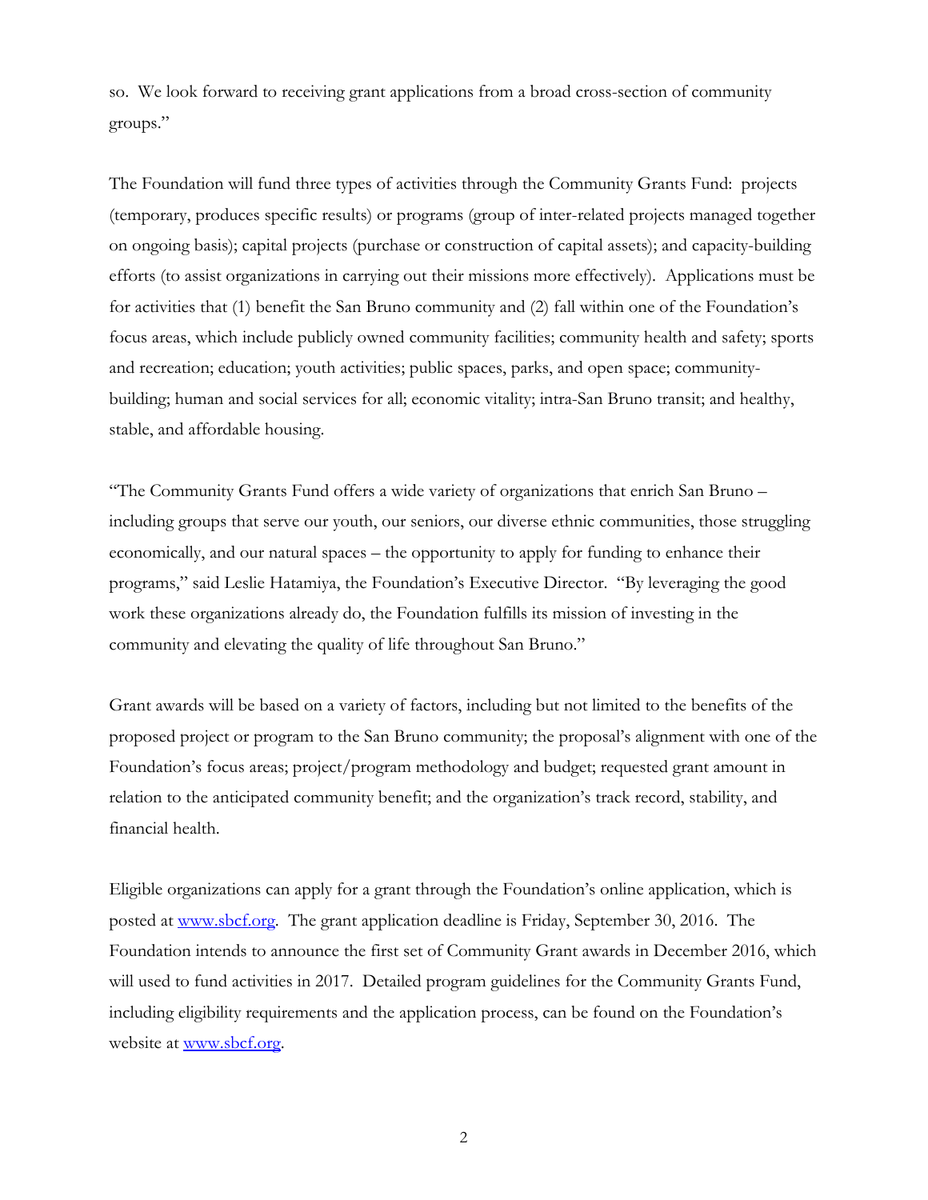so. We look forward to receiving grant applications from a broad cross-section of community groups."

The Foundation will fund three types of activities through the Community Grants Fund: projects (temporary, produces specific results) or programs (group of inter-related projects managed together on ongoing basis); capital projects (purchase or construction of capital assets); and capacity-building efforts (to assist organizations in carrying out their missions more effectively). Applications must be for activities that (1) benefit the San Bruno community and (2) fall within one of the Foundation's focus areas, which include publicly owned community facilities; community health and safety; sports and recreation; education; youth activities; public spaces, parks, and open space; community-building; human and social services for all; economic vitality; intra-San Bruno transit; and healthy, stable, and affordable housing.

"The Community Grants Fund offers a wide variety of organizations that enrich San Bruno – including groups that serve our youth, our seniors, our diverse ethnic communities, those struggling economically, and our natural spaces – the opportunity to apply for funding to enhance their programs," said Leslie Hatamiya, the Foundation's Executive Director. "By leveraging the good work these organizations already do, the Foundation fulfills its mission of investing in the community and elevating the quality of life throughout San Bruno."

Grant awards will be based on a variety of factors, including but not limited to the benefits of the proposed project or program to the San Bruno community; the proposal's alignment with one of the Foundation's focus areas; project/program methodology and budget; requested grant amount in relation to the anticipated community benefit; and the organization's track record, stability, and financial health.

Eligible organizations can apply for a grant through the Foundation's online application, which is posted at [www.sbcf.org](http://www.sbcf.org). The grant application deadline is Friday, September 30, 2016. The Foundation intends to announce the first set of Community Grant awards in December 2016, which will used to fund activities in 2017. Detailed program guidelines for the Community Grants Fund, including eligibility requirements and the application process, can be found on the Foundation's website at [www.sbcf.org](http://www.sbcf.org).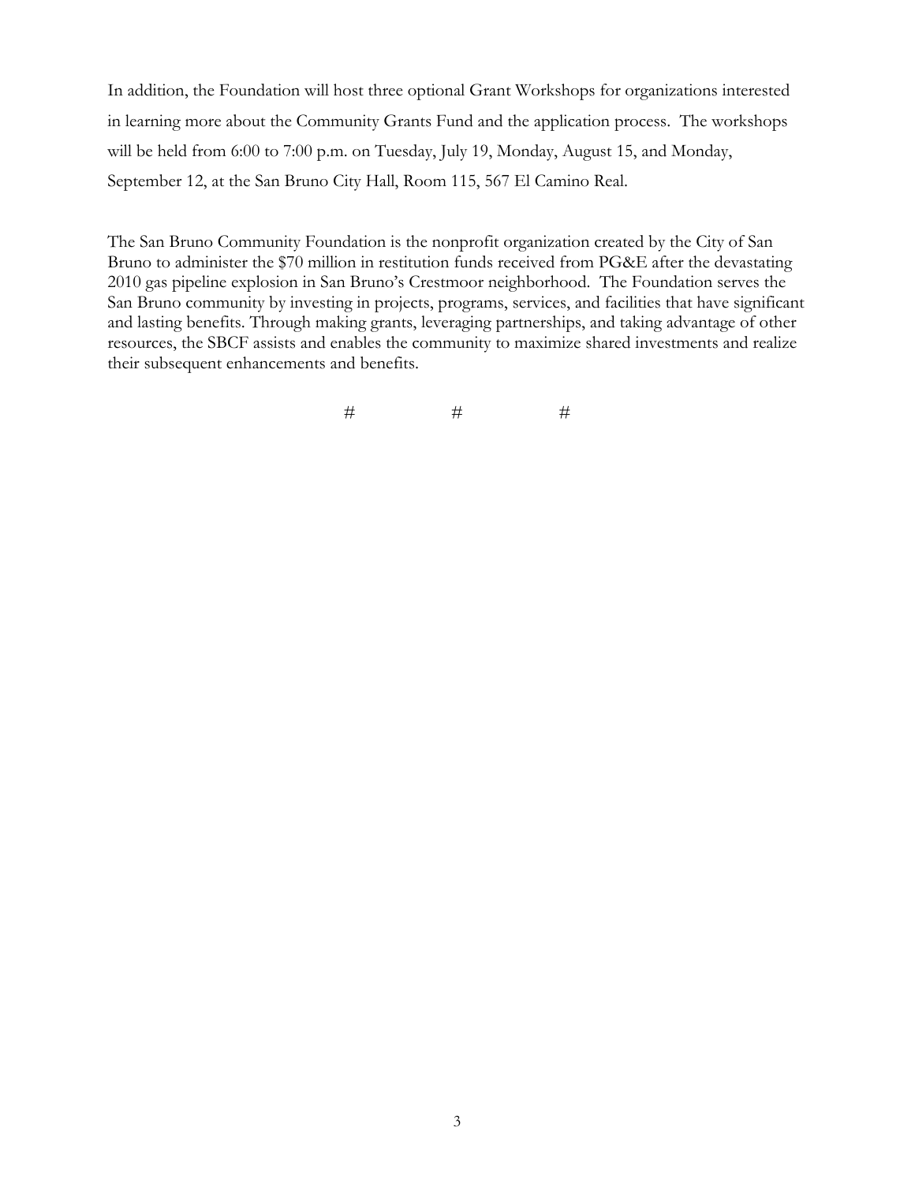In addition, the Foundation will host three optional Grant Workshops for organizations interested in learning more about the Community Grants Fund and the application process. The workshops will be held from 6:00 to 7:00 p.m. on Tuesday, July 19, Monday, August 15, and Monday, September 12, at the San Bruno City Hall, Room 115, 567 El Camino Real.

The San Bruno Community Foundation is the nonprofit organization created by the City of San Bruno to administer the $70 million in restitution funds received from PG&E after the devastating 2010 gas pipeline explosion in San Bruno's Crestmoor neighborhood. The Foundation serves the San Bruno community by investing in projects, programs, services, and facilities that have significant and lasting benefits. Through making grants, leveraging partnerships, and taking advantage of other resources, the SBCF assists and enables the community to maximize shared investments and realize their subsequent enhancements and benefits.

\# # #